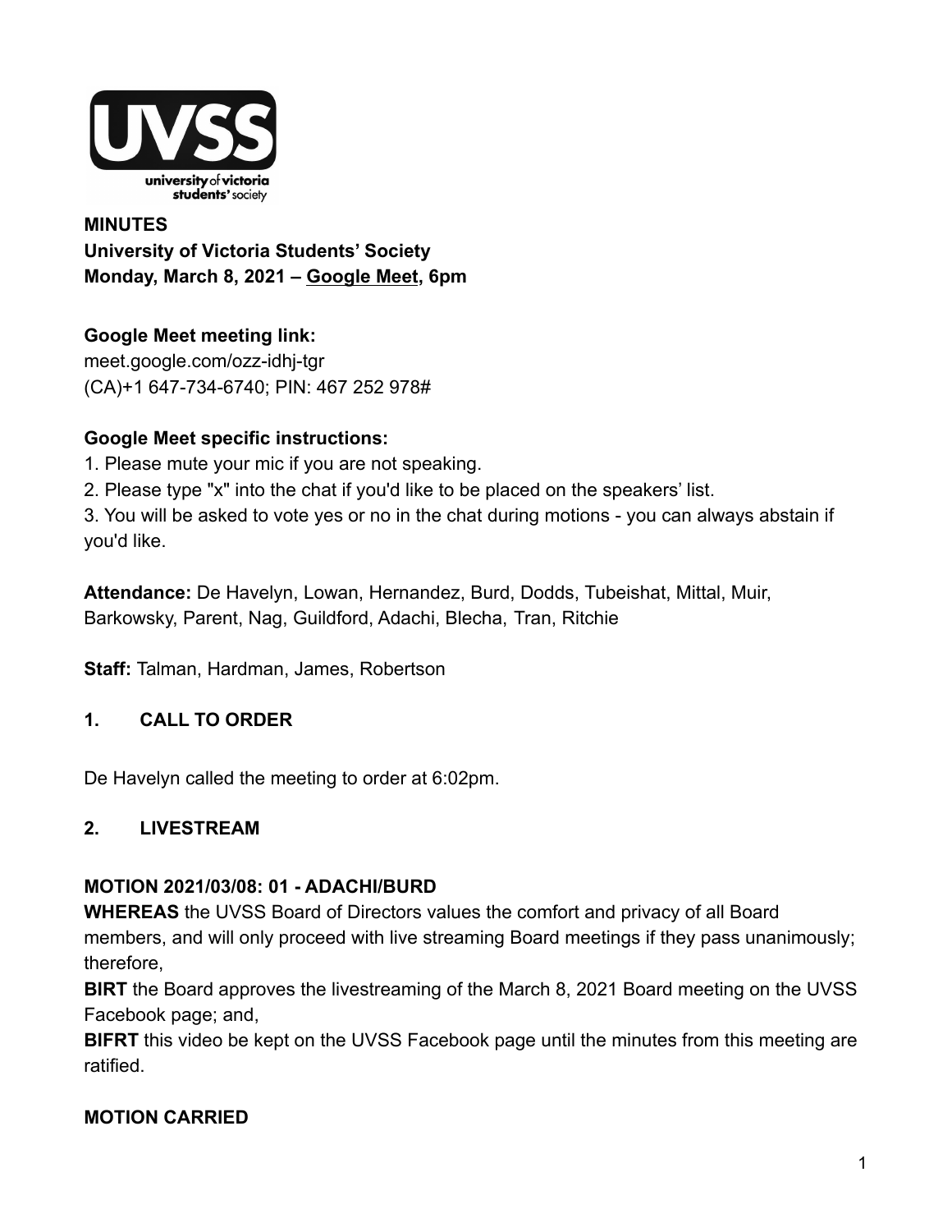**MINUTES**
**University of Victoria Students' Society**
**Monday, March 8, 2021 – Google Meet, 6pm**

**Google Meet meeting link:**
meet.google.com/ozz-idhj-tgr
(CA)+1 647-734-6740; PIN: 467 252 978#

**Google Meet specific instructions:**
1. Please mute your mic if you are not speaking.
2. Please type "x" into the chat if you'd like to be placed on the speakers' list.
3. You will be asked to vote yes or no in the chat during motions - you can always abstain if you'd like.

**Attendance:** De Havelyn, Lowan, Hernandez, Burd, Dodds, Tubeishat, Mittal, Muir, Barkowsky, Parent, Nag, Guildford, Adachi, Blecha, Tran, Ritchie

**Staff:** Talman, Hardman, James, Robertson

## 1. CALL TO ORDER

De Havelyn called the meeting to order at 6:02pm.

## 2. LIVESTREAM

**MOTION 2021/03/08: 01 - ADACHI/BURD**
**WHEREAS** the UVSS Board of Directors values the comfort and privacy of all Board members, and will only proceed with live streaming Board meetings if they pass unanimously; therefore,
**BIRT** the Board approves the livestreaming of the March 8, 2021 Board meeting on the UVSS Facebook page; and,
**BIFRT** this video be kept on the UVSS Facebook page until the minutes from this meeting are ratified.

**MOTION CARRIED**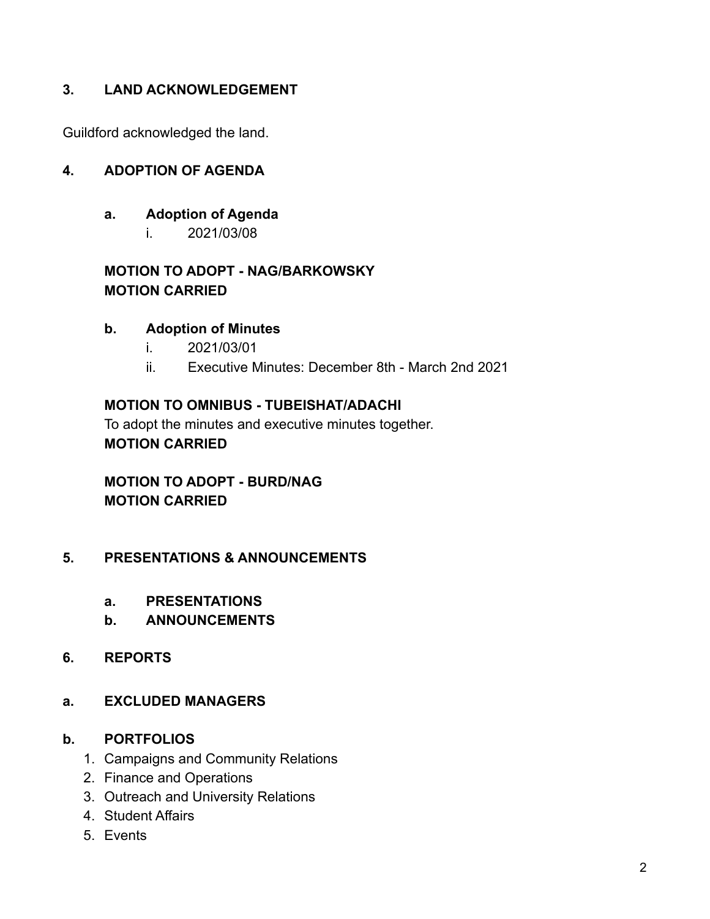## 3. LAND ACKNOWLEDGEMENT

Guildford acknowledged the land.

## 4. ADOPTION OF AGENDA

### a. Adoption of Agenda

i. 2021/03/08

**MOTION TO ADOPT - NAG/BARKOWSKY**
**MOTION CARRIED**

### b. Adoption of Minutes

i. 2021/03/01

ii. Executive Minutes: December 8th - March 2nd 2021

**MOTION TO OMNIBUS - TUBEISHAT/ADACHI**
To adopt the minutes and executive minutes together.
**MOTION CARRIED**

**MOTION TO ADOPT - BURD/NAG**
**MOTION CARRIED**

## 5. PRESENTATIONS & ANNOUNCEMENTS

### a. PRESENTATIONS

### b. ANNOUNCEMENTS

## 6. REPORTS

### a. EXCLUDED MANAGERS

### b. PORTFOLIOS

1. Campaigns and Community Relations
2. Finance and Operations
3. Outreach and University Relations
4. Student Affairs
5. Events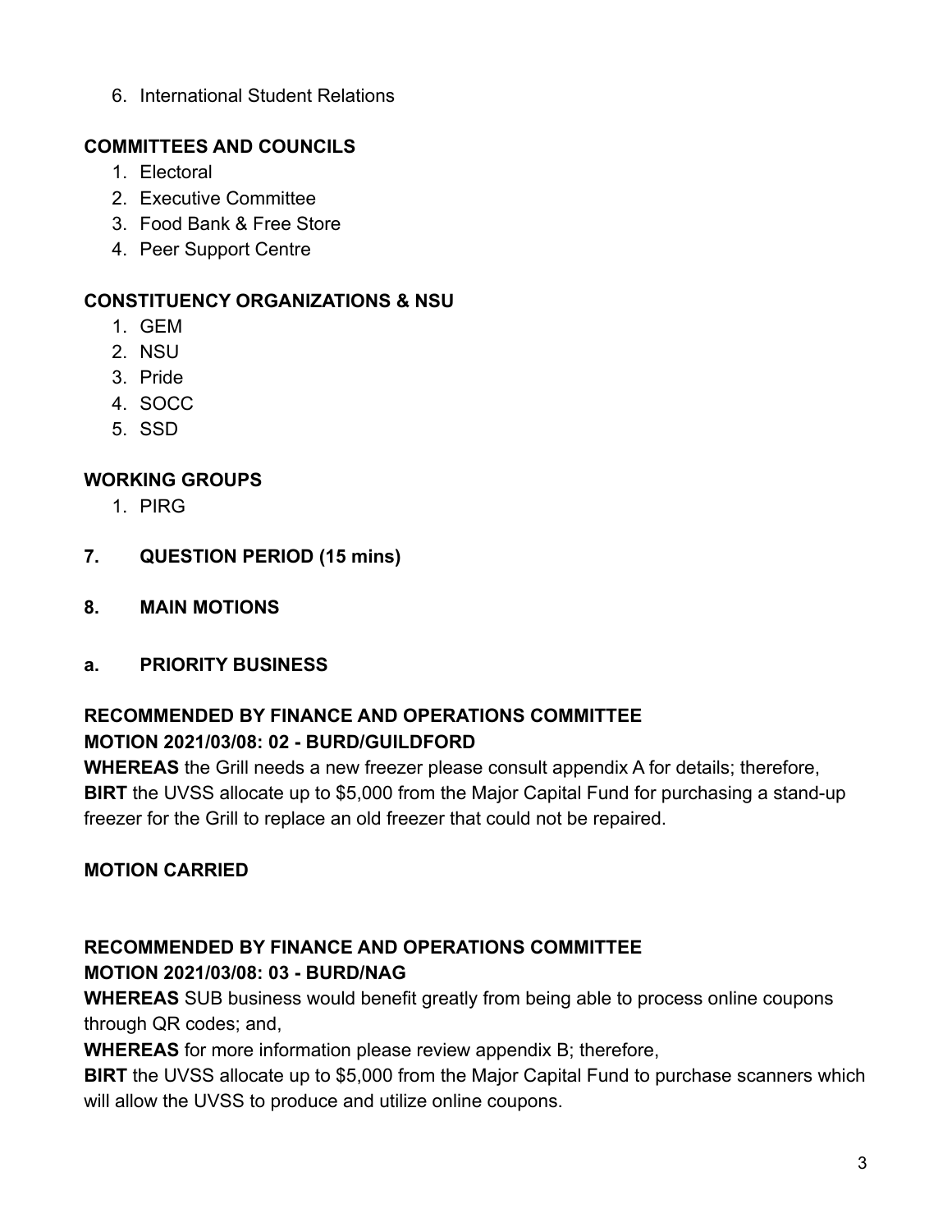6. International Student Relations

**COMMITTEES AND COUNCILS**

1. Electoral
2. Executive Committee
3. Food Bank & Free Store
4. Peer Support Centre

**CONSTITUENCY ORGANIZATIONS & NSU**

1. GEM
2. NSU
3. Pride
4. SOCC
5. SSD

**WORKING GROUPS**

1. PIRG

## 7. QUESTION PERIOD (15 mins)

## 8. MAIN MOTIONS

### a. PRIORITY BUSINESS

**RECOMMENDED BY FINANCE AND OPERATIONS COMMITTEE**
**MOTION 2021/03/08: 02 - BURD/GUILDFORD**

**WHEREAS** the Grill needs a new freezer please consult appendix A for details; therefore,
**BIRT** the UVSS allocate up to $5,000 from the Major Capital Fund for purchasing a stand-up freezer for the Grill to replace an old freezer that could not be repaired.

**MOTION CARRIED**

**RECOMMENDED BY FINANCE AND OPERATIONS COMMITTEE**
**MOTION 2021/03/08: 03 - BURD/NAG**

**WHEREAS** SUB business would benefit greatly from being able to process online coupons through QR codes; and,
**WHEREAS** for more information please review appendix B; therefore,
**BIRT** the UVSS allocate up to $5,000 from the Major Capital Fund to purchase scanners which will allow the UVSS to produce and utilize online coupons.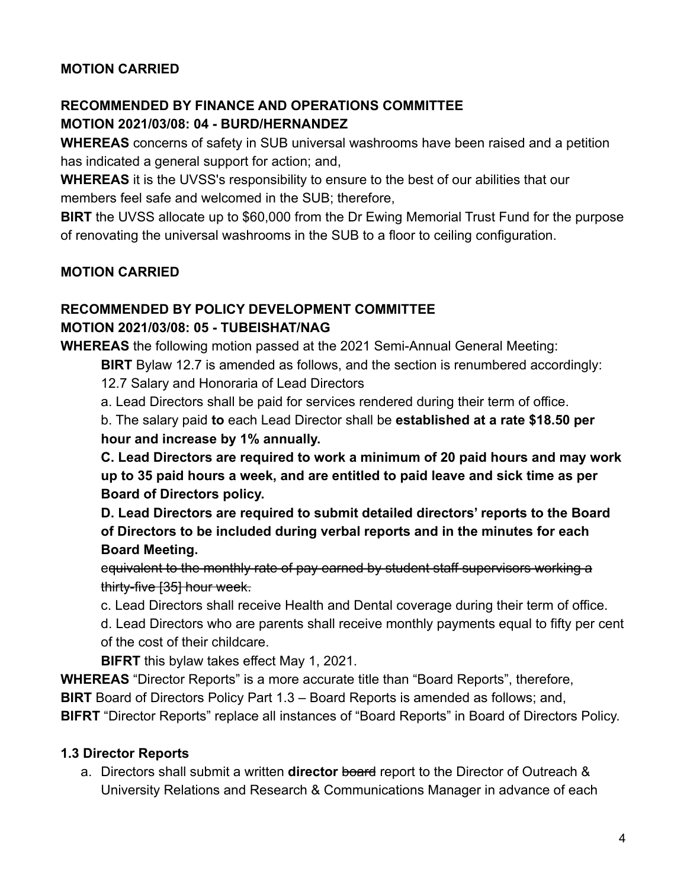**MOTION CARRIED**

**RECOMMENDED BY FINANCE AND OPERATIONS COMMITTEE**
**MOTION 2021/03/08: 04 - BURD/HERNANDEZ**

**WHEREAS** concerns of safety in SUB universal washrooms have been raised and a petition has indicated a general support for action; and,
**WHEREAS** it is the UVSS's responsibility to ensure to the best of our abilities that our members feel safe and welcomed in the SUB; therefore,
**BIRT** the UVSS allocate up to $60,000 from the Dr Ewing Memorial Trust Fund for the purpose of renovating the universal washrooms in the SUB to a floor to ceiling configuration.

**MOTION CARRIED**

**RECOMMENDED BY POLICY DEVELOPMENT COMMITTEE**
**MOTION 2021/03/08: 05 - TUBEISHAT/NAG**

**WHEREAS** the following motion passed at the 2021 Semi-Annual General Meeting:

> **BIRT** Bylaw 12.7 is amended as follows, and the section is renumbered accordingly:
> 12.7 Salary and Honoraria of Lead Directors
> a. Lead Directors shall be paid for services rendered during their term of office.
> b. The salary paid **to** each Lead Director shall be **established at a rate $18.50 per hour and increase by 1% annually.**
> **C. Lead Directors are required to work a minimum of 20 paid hours and may work up to 35 paid hours a week, and are entitled to paid leave and sick time as per Board of Directors policy.**
> **D. Lead Directors are required to submit detailed directors' reports to the Board of Directors to be included during verbal reports and in the minutes for each Board Meeting.**
> ~~equivalent to the monthly rate of pay earned by student staff supervisors working a thirty-five [35] hour week.~~
> c. Lead Directors shall receive Health and Dental coverage during their term of office.
> d. Lead Directors who are parents shall receive monthly payments equal to fifty per cent of the cost of their childcare.
> **BIFRT** this bylaw takes effect May 1, 2021.

**WHEREAS** "Director Reports" is a more accurate title than "Board Reports", therefore,
**BIRT** Board of Directors Policy Part 1.3 – Board Reports is amended as follows; and,
**BIFRT** "Director Reports" replace all instances of "Board Reports" in Board of Directors Policy.

**1.3 Director Reports**

a. Directors shall submit a written **director** ~~board~~ report to the Director of Outreach & University Relations and Research & Communications Manager in advance of each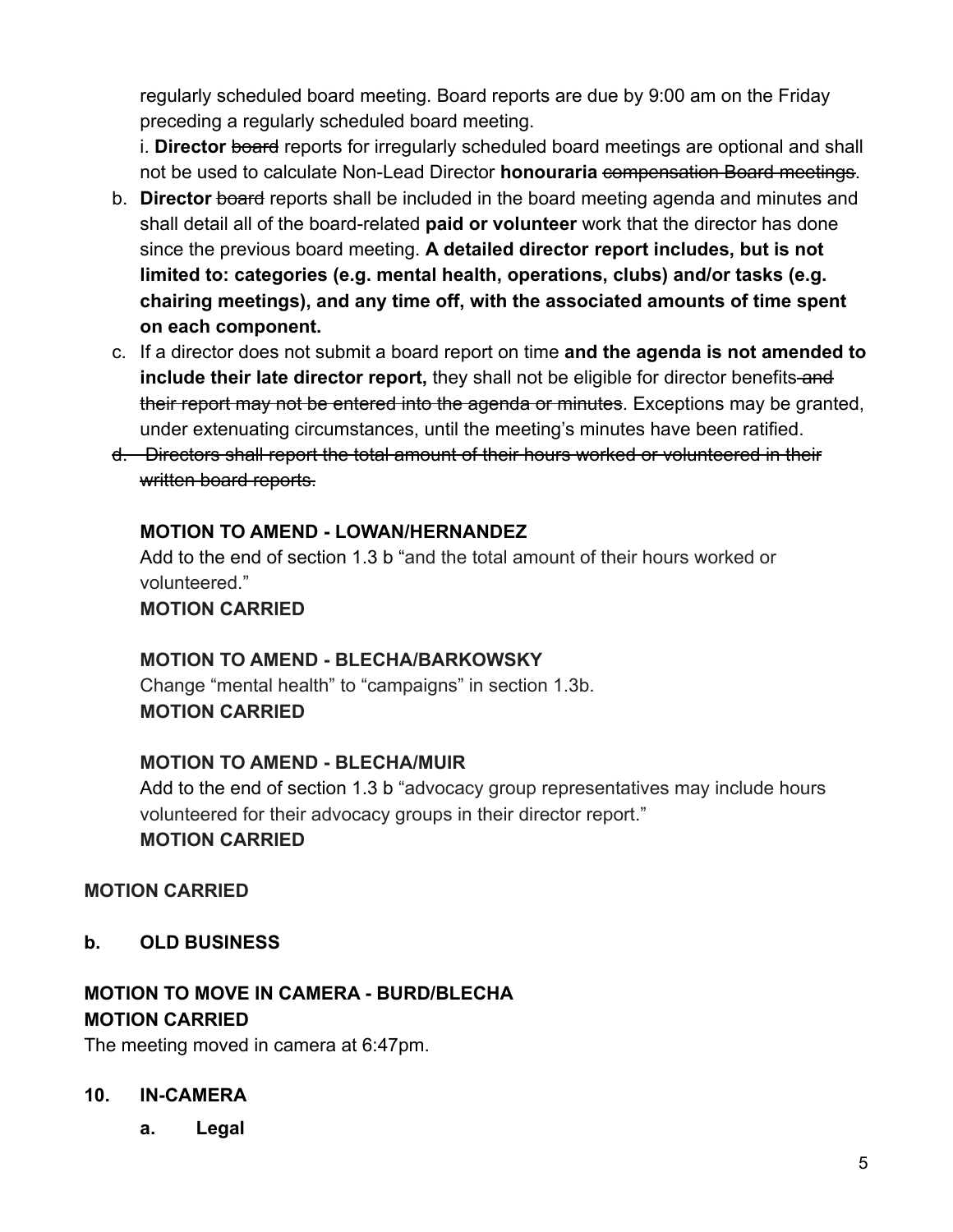regularly scheduled board meeting. Board reports are due by 9:00 am on the Friday preceding a regularly scheduled board meeting.

i. **Director** ~~board~~ reports for irregularly scheduled board meetings are optional and shall not be used to calculate Non-Lead Director **honouraria** ~~compensation Board meetings~~.

b. **Director** ~~board~~ reports shall be included in the board meeting agenda and minutes and shall detail all of the board-related **paid or volunteer** work that the director has done since the previous board meeting. **A detailed director report includes, but is not limited to: categories (e.g. mental health, operations, clubs) and/or tasks (e.g. chairing meetings), and any time off, with the associated amounts of time spent on each component.**

c. If a director does not submit a board report on time **and the agenda is not amended to include their late director report,** they shall not be eligible for director benefits~~ and their report may not be entered into the agenda or minutes~~. Exceptions may be granted, under extenuating circumstances, until the meeting's minutes have been ratified.

~~d. Directors shall report the total amount of their hours worked or volunteered in their written board reports.~~

**MOTION TO AMEND - LOWAN/HERNANDEZ**

Add to the end of section 1.3 b "and the total amount of their hours worked or volunteered."

**MOTION CARRIED**

**MOTION TO AMEND - BLECHA/BARKOWSKY**

Change "mental health" to "campaigns" in section 1.3b.

**MOTION CARRIED**

**MOTION TO AMEND - BLECHA/MUIR**

Add to the end of section 1.3 b "advocacy group representatives may include hours volunteered for their advocacy groups in their director report."

**MOTION CARRIED**

**MOTION CARRIED**

**b. OLD BUSINESS**

**MOTION TO MOVE IN CAMERA - BURD/BLECHA**

**MOTION CARRIED**

The meeting moved in camera at 6:47pm.

## 10. IN-CAMERA

**a. Legal**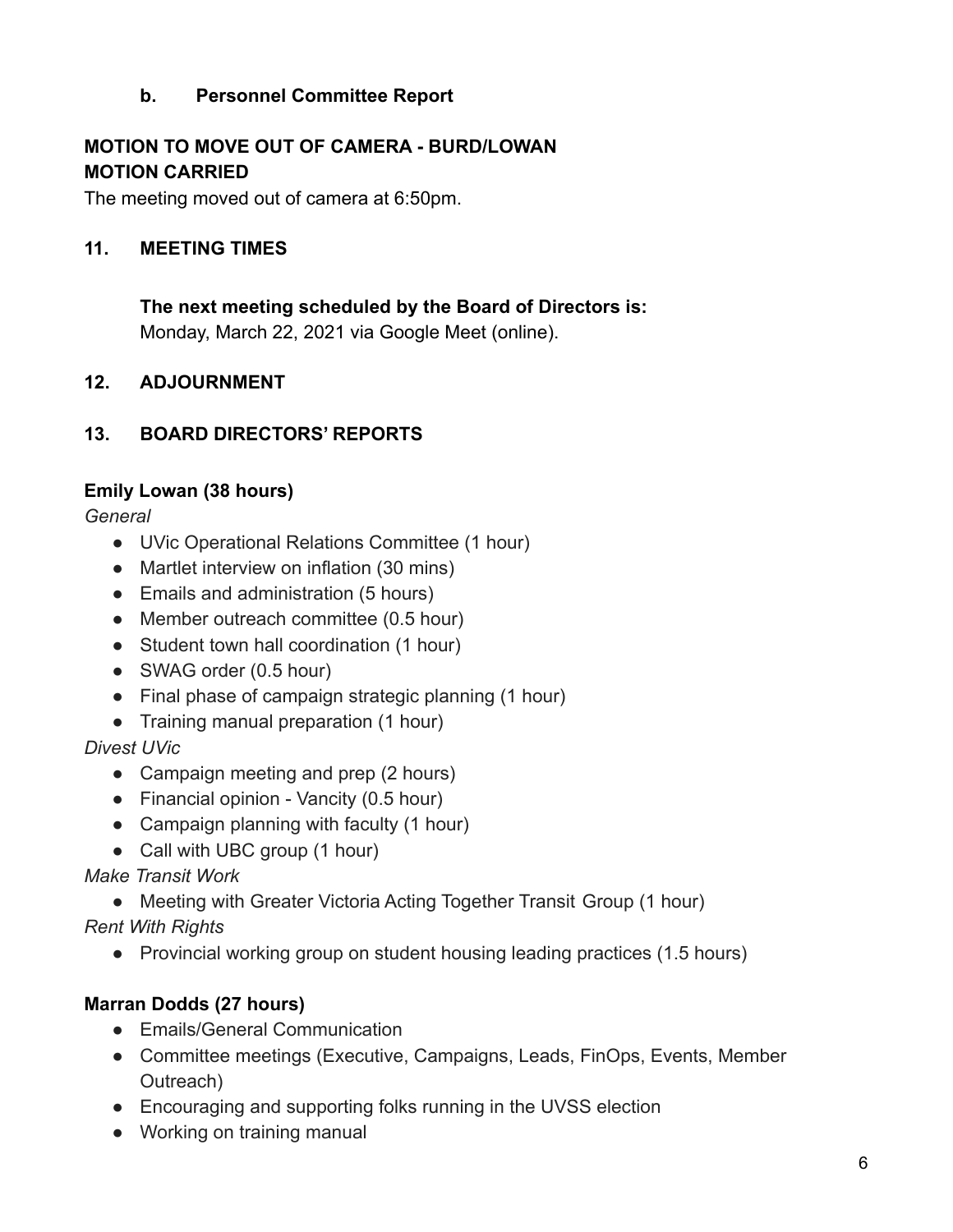### b. Personnel Committee Report

**MOTION TO MOVE OUT OF CAMERA - BURD/LOWAN**
**MOTION CARRIED**

The meeting moved out of camera at 6:50pm.

## 11. MEETING TIMES

**The next meeting scheduled by the Board of Directors is:**
Monday, March 22, 2021 via Google Meet (online).

## 12. ADJOURNMENT

## 13. BOARD DIRECTORS' REPORTS

**Emily Lowan (38 hours)**

*General*

- UVic Operational Relations Committee (1 hour)
- Martlet interview on inflation (30 mins)
- Emails and administration (5 hours)
- Member outreach committee (0.5 hour)
- Student town hall coordination (1 hour)
- SWAG order (0.5 hour)
- Final phase of campaign strategic planning (1 hour)
- Training manual preparation (1 hour)

*Divest UVic*

- Campaign meeting and prep (2 hours)
- Financial opinion - Vancity (0.5 hour)
- Campaign planning with faculty (1 hour)
- Call with UBC group (1 hour)

*Make Transit Work*

- Meeting with Greater Victoria Acting Together Transit Group (1 hour)

*Rent With Rights*

- Provincial working group on student housing leading practices (1.5 hours)

**Marran Dodds (27 hours)**

- Emails/General Communication
- Committee meetings (Executive, Campaigns, Leads, FinOps, Events, Member Outreach)
- Encouraging and supporting folks running in the UVSS election
- Working on training manual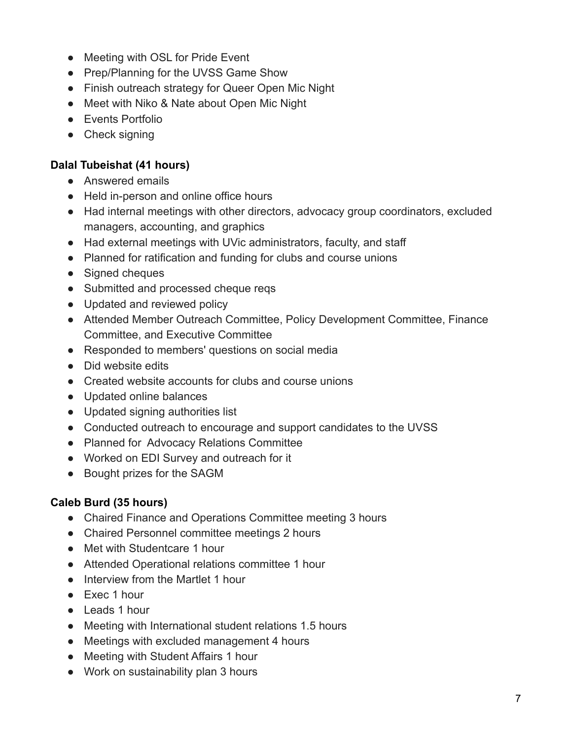- Meeting with OSL for Pride Event
- Prep/Planning for the UVSS Game Show
- Finish outreach strategy for Queer Open Mic Night
- Meet with Niko & Nate about Open Mic Night
- Events Portfolio
- Check signing

**Dalal Tubeishat (41 hours)**

- Answered emails
- Held in-person and online office hours
- Had internal meetings with other directors, advocacy group coordinators, excluded managers, accounting, and graphics
- Had external meetings with UVic administrators, faculty, and staff
- Planned for ratification and funding for clubs and course unions
- Signed cheques
- Submitted and processed cheque reqs
- Updated and reviewed policy
- Attended Member Outreach Committee, Policy Development Committee, Finance Committee, and Executive Committee
- Responded to members' questions on social media
- Did website edits
- Created website accounts for clubs and course unions
- Updated online balances
- Updated signing authorities list
- Conducted outreach to encourage and support candidates to the UVSS
- Planned for  Advocacy Relations Committee
- Worked on EDI Survey and outreach for it
- Bought prizes for the SAGM

**Caleb Burd (35 hours)**

- Chaired Finance and Operations Committee meeting 3 hours
- Chaired Personnel committee meetings 2 hours
- Met with Studentcare 1 hour
- Attended Operational relations committee 1 hour
- Interview from the Martlet 1 hour
- Exec 1 hour
- Leads 1 hour
- Meeting with International student relations 1.5 hours
- Meetings with excluded management 4 hours
- Meeting with Student Affairs 1 hour
- Work on sustainability plan 3 hours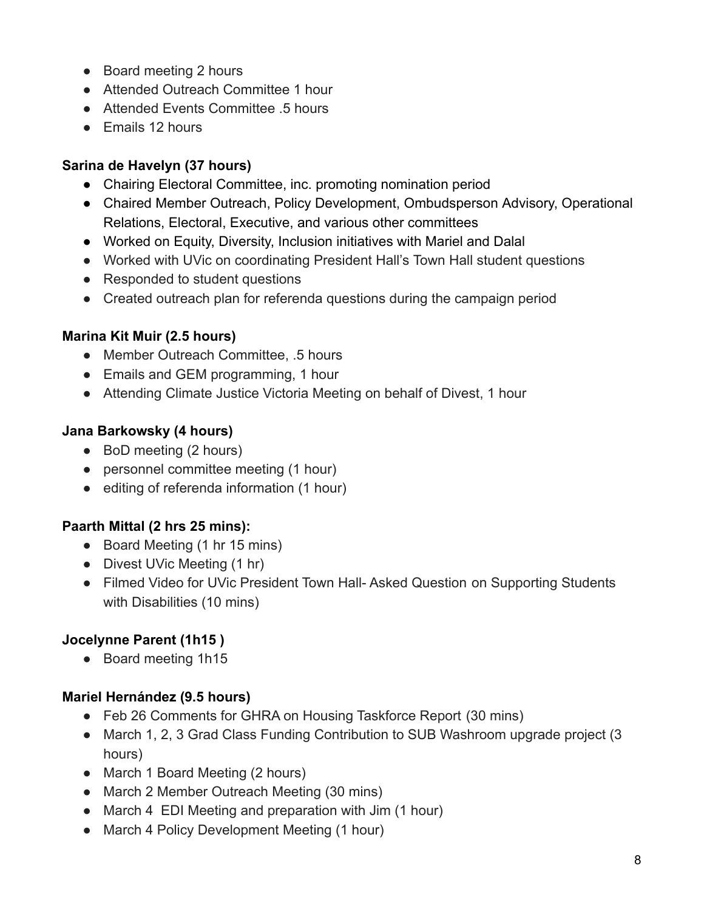- Board meeting 2 hours
- Attended Outreach Committee 1 hour
- Attended Events Committee .5 hours
- Emails 12 hours

**Sarina de Havelyn (37 hours)**

- Chairing Electoral Committee, inc. promoting nomination period
- Chaired Member Outreach, Policy Development, Ombudsperson Advisory, Operational Relations, Electoral, Executive, and various other committees
- Worked on Equity, Diversity, Inclusion initiatives with Mariel and Dalal
- Worked with UVic on coordinating President Hall's Town Hall student questions
- Responded to student questions
- Created outreach plan for referenda questions during the campaign period

**Marina Kit Muir (2.5 hours)**

- Member Outreach Committee, .5 hours
- Emails and GEM programming, 1 hour
- Attending Climate Justice Victoria Meeting on behalf of Divest, 1 hour

**Jana Barkowsky (4 hours)**

- BoD meeting (2 hours)
- personnel committee meeting (1 hour)
- editing of referenda information (1 hour)

**Paarth Mittal (2 hrs 25 mins):**

- Board Meeting (1 hr 15 mins)
- Divest UVic Meeting (1 hr)
- Filmed Video for UVic President Town Hall- Asked Question on Supporting Students with Disabilities (10 mins)

**Jocelynne Parent (1h15 )**

- Board meeting 1h15

**Mariel Hernández (9.5 hours)**

- Feb 26 Comments for GHRA on Housing Taskforce Report (30 mins)
- March 1, 2, 3 Grad Class Funding Contribution to SUB Washroom upgrade project (3 hours)
- March 1 Board Meeting (2 hours)
- March 2 Member Outreach Meeting (30 mins)
- March 4 EDI Meeting and preparation with Jim (1 hour)
- March 4 Policy Development Meeting (1 hour)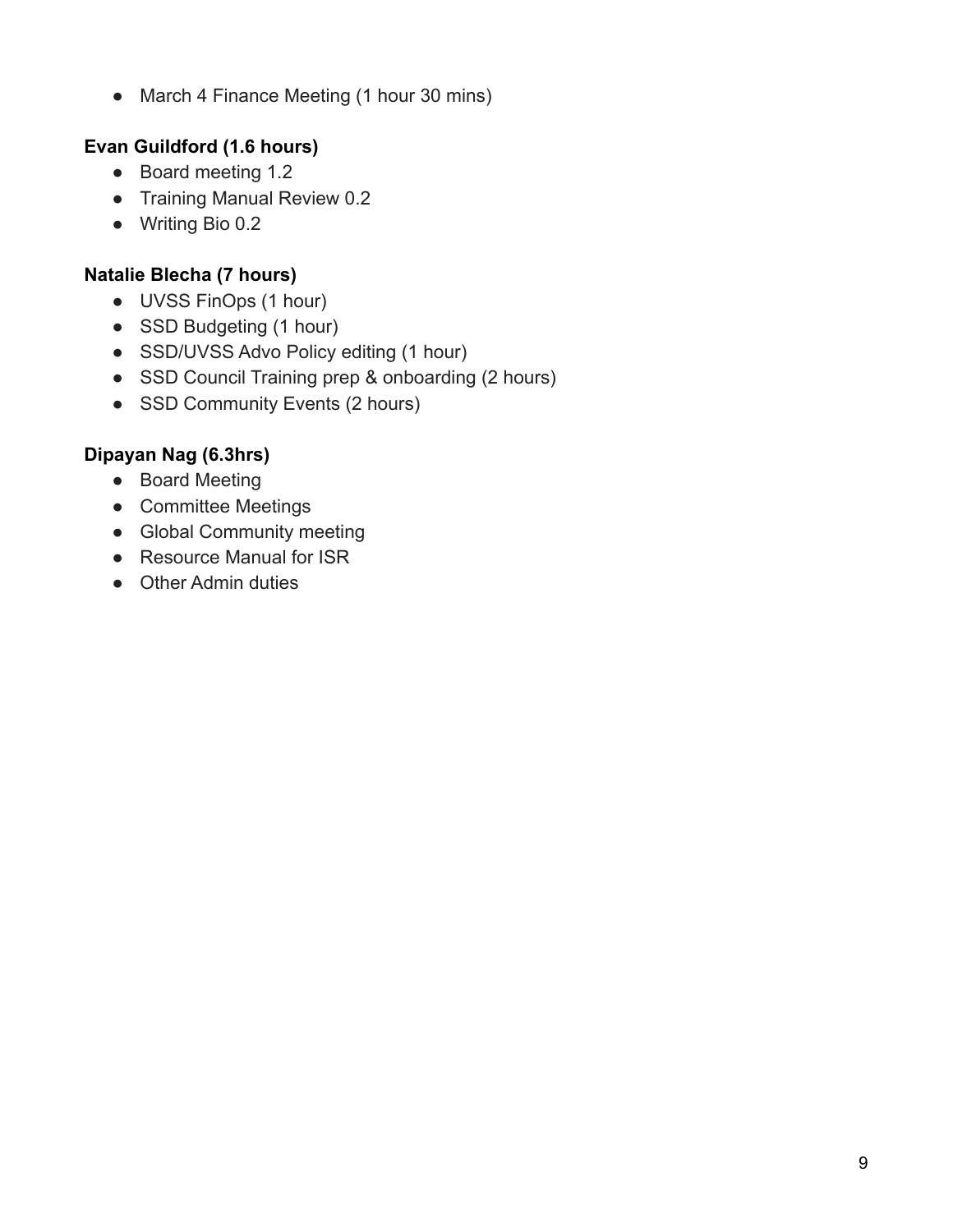- March 4 Finance Meeting (1 hour 30 mins)

**Evan Guildford (1.6 hours)**

- Board meeting 1.2
- Training Manual Review 0.2
- Writing Bio 0.2

**Natalie Blecha (7 hours)**

- UVSS FinOps (1 hour)
- SSD Budgeting (1 hour)
- SSD/UVSS Advo Policy editing (1 hour)
- SSD Council Training prep & onboarding (2 hours)
- SSD Community Events (2 hours)

**Dipayan Nag (6.3hrs)**

- Board Meeting
- Committee Meetings
- Global Community meeting
- Resource Manual for ISR
- Other Admin duties